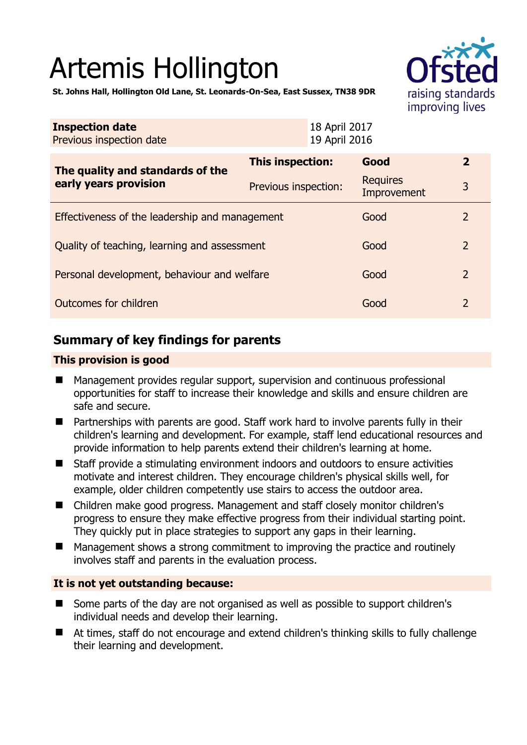# Artemis Hollington

**St. Johns Hall, Hollington Old Lane, St. Leonards-On-Sea, East Sussex, TN38 9DR**

| **Inspection date** | 18 April 2017 |
|---|---|
| Previous inspection date | 19 April 2016 |

| **The quality and standards of the early years provision** | **This inspection:** | **Good** | **2** |
|---|---|---|---|
| | Previous inspection: | Requires Improvement | 3 |
| Effectiveness of the leadership and management | | Good | 2 |
| Quality of teaching, learning and assessment | | Good | 2 |
| Personal development, behaviour and welfare | | Good | 2 |
| Outcomes for children | | Good | 2 |

## Summary of key findings for parents

### This provision is good

- Management provides regular support, supervision and continuous professional opportunities for staff to increase their knowledge and skills and ensure children are safe and secure.
- Partnerships with parents are good. Staff work hard to involve parents fully in their children's learning and development. For example, staff lend educational resources and provide information to help parents extend their children's learning at home.
- Staff provide a stimulating environment indoors and outdoors to ensure activities motivate and interest children. They encourage children's physical skills well, for example, older children competently use stairs to access the outdoor area.
- Children make good progress. Management and staff closely monitor children's progress to ensure they make effective progress from their individual starting point. They quickly put in place strategies to support any gaps in their learning.
- Management shows a strong commitment to improving the practice and routinely involves staff and parents in the evaluation process.

### It is not yet outstanding because:

- Some parts of the day are not organised as well as possible to support children's individual needs and develop their learning.
- At times, staff do not encourage and extend children's thinking skills to fully challenge their learning and development.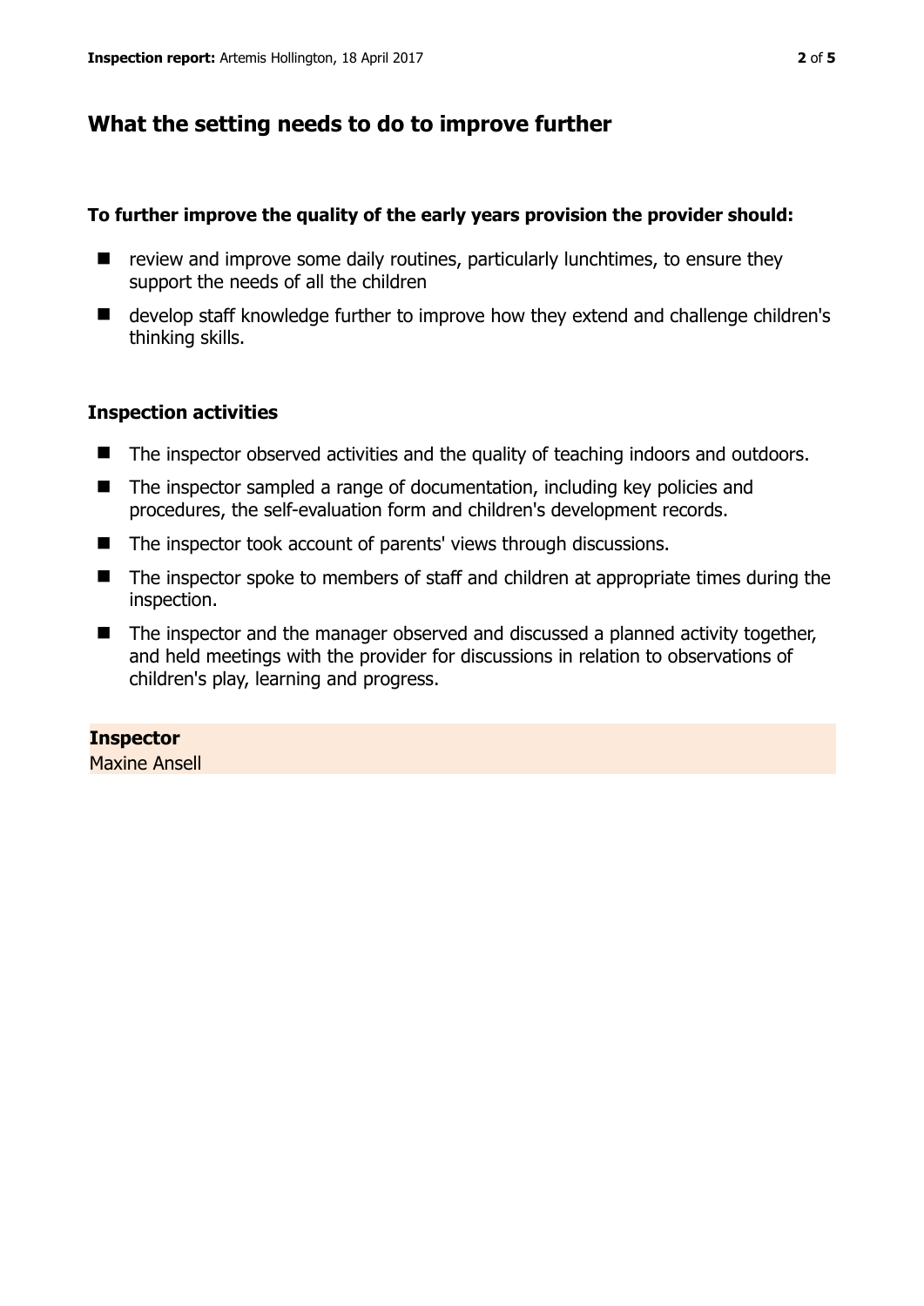## What the setting needs to do to improve further

**To further improve the quality of the early years provision the provider should:**

- review and improve some daily routines, particularly lunchtimes, to ensure they support the needs of all the children
- develop staff knowledge further to improve how they extend and challenge children's thinking skills.

### Inspection activities

- The inspector observed activities and the quality of teaching indoors and outdoors.
- The inspector sampled a range of documentation, including key policies and procedures, the self-evaluation form and children's development records.
- The inspector took account of parents' views through discussions.
- The inspector spoke to members of staff and children at appropriate times during the inspection.
- The inspector and the manager observed and discussed a planned activity together, and held meetings with the provider for discussions in relation to observations of children's play, learning and progress.

**Inspector**
Maxine Ansell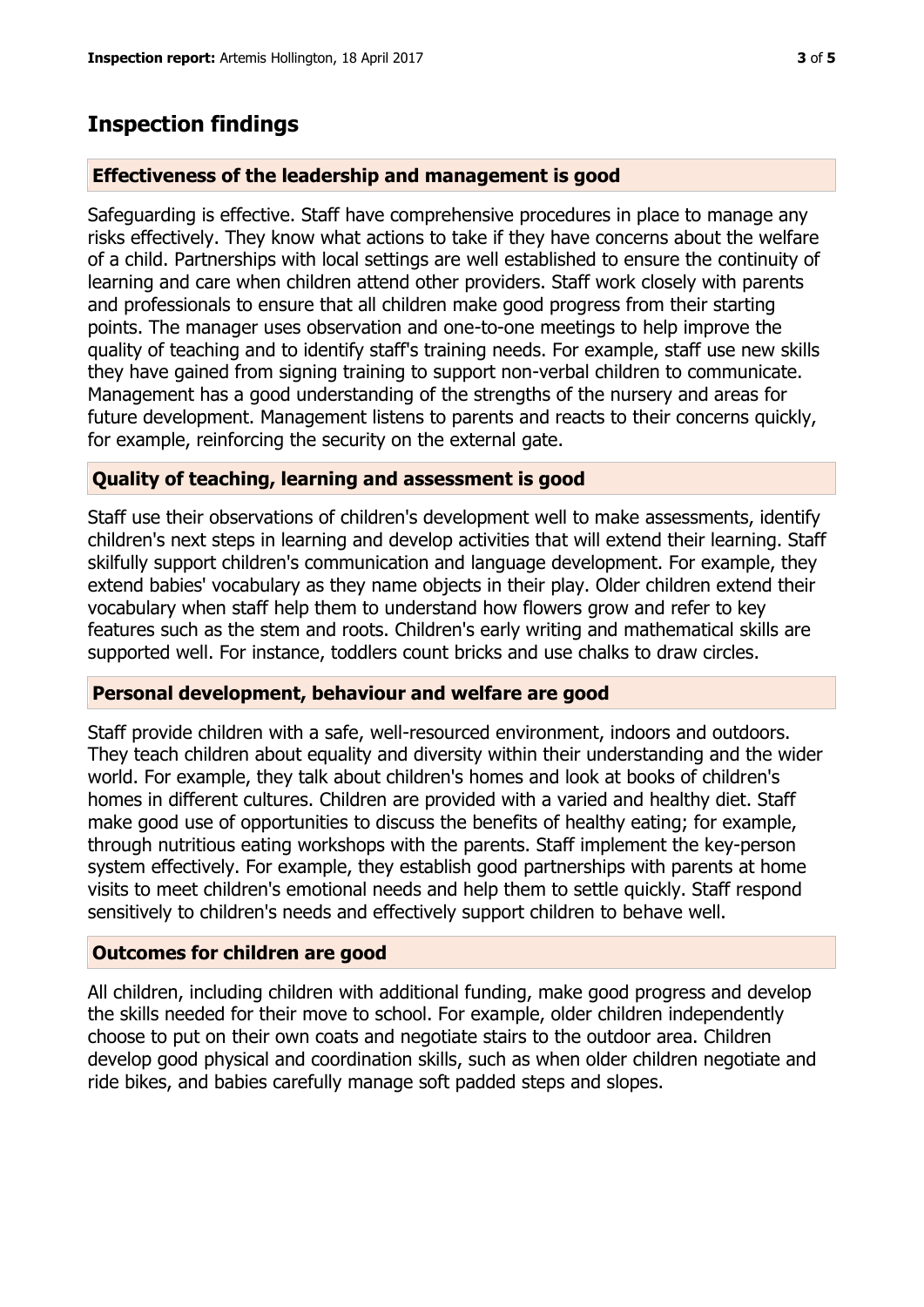## Inspection findings

### Effectiveness of the leadership and management is good

Safeguarding is effective. Staff have comprehensive procedures in place to manage any risks effectively. They know what actions to take if they have concerns about the welfare of a child. Partnerships with local settings are well established to ensure the continuity of learning and care when children attend other providers. Staff work closely with parents and professionals to ensure that all children make good progress from their starting points. The manager uses observation and one-to-one meetings to help improve the quality of teaching and to identify staff's training needs. For example, staff use new skills they have gained from signing training to support non-verbal children to communicate. Management has a good understanding of the strengths of the nursery and areas for future development. Management listens to parents and reacts to their concerns quickly, for example, reinforcing the security on the external gate.

### Quality of teaching, learning and assessment is good

Staff use their observations of children's development well to make assessments, identify children's next steps in learning and develop activities that will extend their learning. Staff skilfully support children's communication and language development. For example, they extend babies' vocabulary as they name objects in their play. Older children extend their vocabulary when staff help them to understand how flowers grow and refer to key features such as the stem and roots. Children's early writing and mathematical skills are supported well. For instance, toddlers count bricks and use chalks to draw circles.

### Personal development, behaviour and welfare are good

Staff provide children with a safe, well-resourced environment, indoors and outdoors. They teach children about equality and diversity within their understanding and the wider world. For example, they talk about children's homes and look at books of children's homes in different cultures. Children are provided with a varied and healthy diet. Staff make good use of opportunities to discuss the benefits of healthy eating; for example, through nutritious eating workshops with the parents. Staff implement the key-person system effectively. For example, they establish good partnerships with parents at home visits to meet children's emotional needs and help them to settle quickly. Staff respond sensitively to children's needs and effectively support children to behave well.

### Outcomes for children are good

All children, including children with additional funding, make good progress and develop the skills needed for their move to school. For example, older children independently choose to put on their own coats and negotiate stairs to the outdoor area. Children develop good physical and coordination skills, such as when older children negotiate and ride bikes, and babies carefully manage soft padded steps and slopes.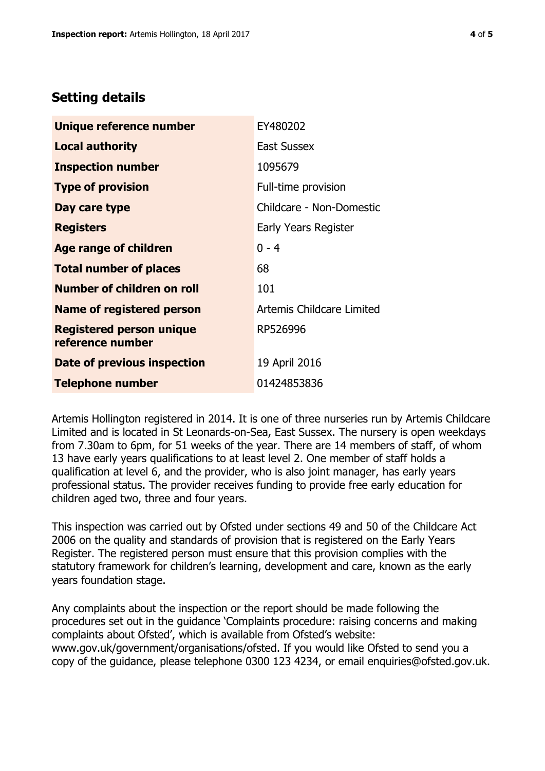## Setting details

| | |
|---|---|
| **Unique reference number** | EY480202 |
| **Local authority** | East Sussex |
| **Inspection number** | 1095679 |
| **Type of provision** | Full-time provision |
| **Day care type** | Childcare - Non-Domestic |
| **Registers** | Early Years Register |
| **Age range of children** | 0 - 4 |
| **Total number of places** | 68 |
| **Number of children on roll** | 101 |
| **Name of registered person** | Artemis Childcare Limited |
| **Registered person unique reference number** | RP526996 |
| **Date of previous inspection** | 19 April 2016 |
| **Telephone number** | 01424853836 |

Artemis Hollington registered in 2014. It is one of three nurseries run by Artemis Childcare Limited and is located in St Leonards-on-Sea, East Sussex. The nursery is open weekdays from 7.30am to 6pm, for 51 weeks of the year. There are 14 members of staff, of whom 13 have early years qualifications to at least level 2. One member of staff holds a qualification at level 6, and the provider, who is also joint manager, has early years professional status. The provider receives funding to provide free early education for children aged two, three and four years.

This inspection was carried out by Ofsted under sections 49 and 50 of the Childcare Act 2006 on the quality and standards of provision that is registered on the Early Years Register. The registered person must ensure that this provision complies with the statutory framework for children's learning, development and care, known as the early years foundation stage.

Any complaints about the inspection or the report should be made following the procedures set out in the guidance 'Complaints procedure: raising concerns and making complaints about Ofsted', which is available from Ofsted's website: www.gov.uk/government/organisations/ofsted. If you would like Ofsted to send you a copy of the guidance, please telephone 0300 123 4234, or email enquiries@ofsted.gov.uk.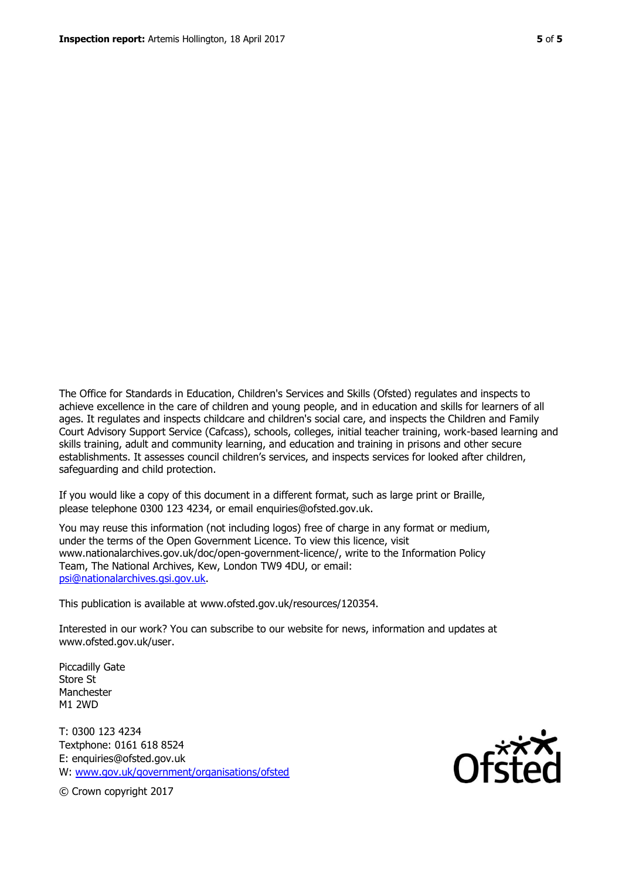The Office for Standards in Education, Children's Services and Skills (Ofsted) regulates and inspects to achieve excellence in the care of children and young people, and in education and skills for learners of all ages. It regulates and inspects childcare and children's social care, and inspects the Children and Family Court Advisory Support Service (Cafcass), schools, colleges, initial teacher training, work-based learning and skills training, adult and community learning, and education and training in prisons and other secure establishments. It assesses council children's services, and inspects services for looked after children, safeguarding and child protection.

If you would like a copy of this document in a different format, such as large print or Braille, please telephone 0300 123 4234, or email enquiries@ofsted.gov.uk.

You may reuse this information (not including logos) free of charge in any format or medium, under the terms of the Open Government Licence. To view this licence, visit www.nationalarchives.gov.uk/doc/open-government-licence/, write to the Information Policy Team, The National Archives, Kew, London TW9 4DU, or email: psi@nationalarchives.gsi.gov.uk.

This publication is available at www.ofsted.gov.uk/resources/120354.

Interested in our work? You can subscribe to our website for news, information and updates at www.ofsted.gov.uk/user.

Piccadilly Gate
Store St
Manchester
M1 2WD

T: 0300 123 4234
Textphone: 0161 618 8524
E: enquiries@ofsted.gov.uk
W: www.gov.uk/government/organisations/ofsted

© Crown copyright 2017